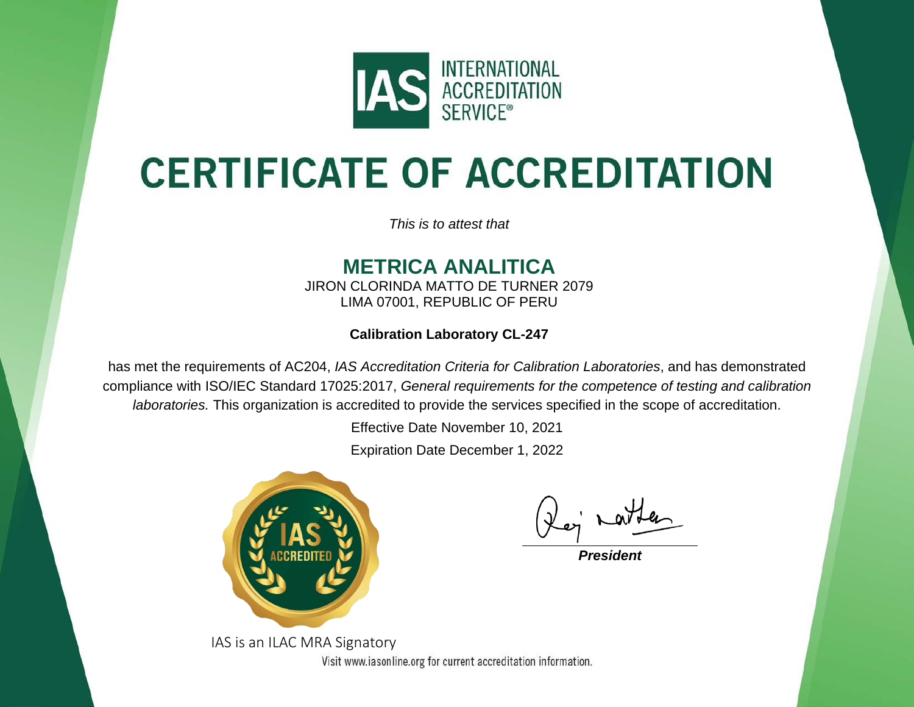IAS INTERNATIONAL ACCREDITATION SERVICE®

# CERTIFICATE OF ACCREDITATION

*This is to attest that*

## METRICA ANALITICA

JIRON CLORINDA MATTO DE TURNER 2079
LIMA 07001, REPUBLIC OF PERU

**Calibration Laboratory CL-247**

has met the requirements of AC204, *IAS Accreditation Criteria for Calibration Laboratories*, and has demonstrated compliance with ISO/IEC Standard 17025:2017, *General requirements for the competence of testing and calibration laboratories.* This organization is accredited to provide the services specified in the scope of accreditation.

Effective Date November 10, 2021

Expiration Date December 1, 2022

IAS ACCREDITED

***President***

IAS is an ILAC MRA Signatory

Visit www.iasonline.org for current accreditation information.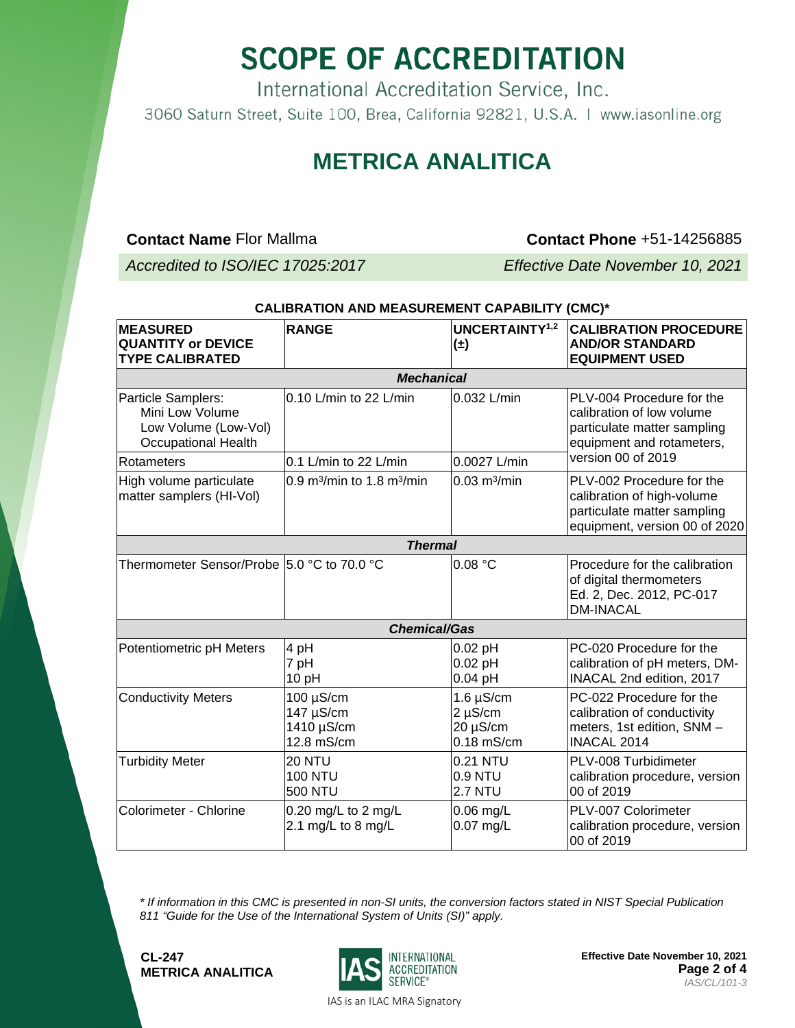# SCOPE OF ACCREDITATION

International Accreditation Service, Inc.

3060 Saturn Street, Suite 100, Brea, California 92821, U.S.A. | www.iasonline.org

## METRICA ANALITICA

**Contact Name** Flor Mallma | **Contact Phone** +51-14256885

*Accredited to ISO/IEC 17025:2017* | *Effective Date November 10, 2021*

**CALIBRATION AND MEASUREMENT CAPABILITY (CMC)***

| MEASURED QUANTITY or DEVICE TYPE CALIBRATED | RANGE | UNCERTAINTY[1,2] (±) | CALIBRATION PROCEDURE AND/OR STANDARD EQUIPMENT USED |
|---|---|---|---|
| ***Mechanical*** | | | |
| Particle Samplers:<br>Mini Low Volume<br>Low Volume (Low-Vol)<br>Occupational Health | 0.10 L/min to 22 L/min | 0.032 L/min | PLV-004 Procedure for the calibration of low volume particulate matter sampling equipment and rotameters, version 00 of 2019 |
| Rotameters | 0.1 L/min to 22 L/min | 0.0027 L/min | |
| High volume particulate matter samplers (HI-Vol) | 0.9 $m^3$/min to 1.8 $m^3$/min | 0.03 $m^3$/min | PLV-002 Procedure for the calibration of high-volume particulate matter sampling equipment, version 00 of 2020 |
| ***Thermal*** | | | |
| Thermometer Sensor/Probe | 5.0 °C to 70.0 °C | 0.08 °C | Procedure for the calibration of digital thermometers Ed. 2, Dec. 2012, PC-017 DM-INACAL |
| ***Chemical/Gas*** | | | |
| Potentiometric pH Meters | 4 pH<br>7 pH<br>10 pH | 0.02 pH<br>0.02 pH<br>0.04 pH | PC-020 Procedure for the calibration of pH meters, DM-INACAL 2nd edition, 2017 |
| Conductivity Meters | 100 µS/cm<br>147 µS/cm<br>1410 µS/cm<br>12.8 mS/cm | 1.6 µS/cm<br>2 µS/cm<br>20 µS/cm<br>0.18 mS/cm | PC-022 Procedure for the calibration of conductivity meters, 1st edition, SNM – INACAL 2014 |
| Turbidity Meter | 20 NTU<br>100 NTU<br>500 NTU | 0.21 NTU<br>0.9 NTU<br>2.7 NTU | PLV-008 Turbidimeter calibration procedure, version 00 of 2019 |
| Colorimeter - Chlorine | 0.20 mg/L to 2 mg/L<br>2.1 mg/L to 8 mg/L | 0.06 mg/L<br>0.07 mg/L | PLV-007 Colorimeter calibration procedure, version 00 of 2019 |

*\* If information in this CMC is presented in non-SI units, the conversion factors stated in NIST Special Publication 811 "Guide for the Use of the International System of Units (SI)" apply.*

**CL-247**
**METRICA ANALITICA**

IAS is an ILAC MRA Signatory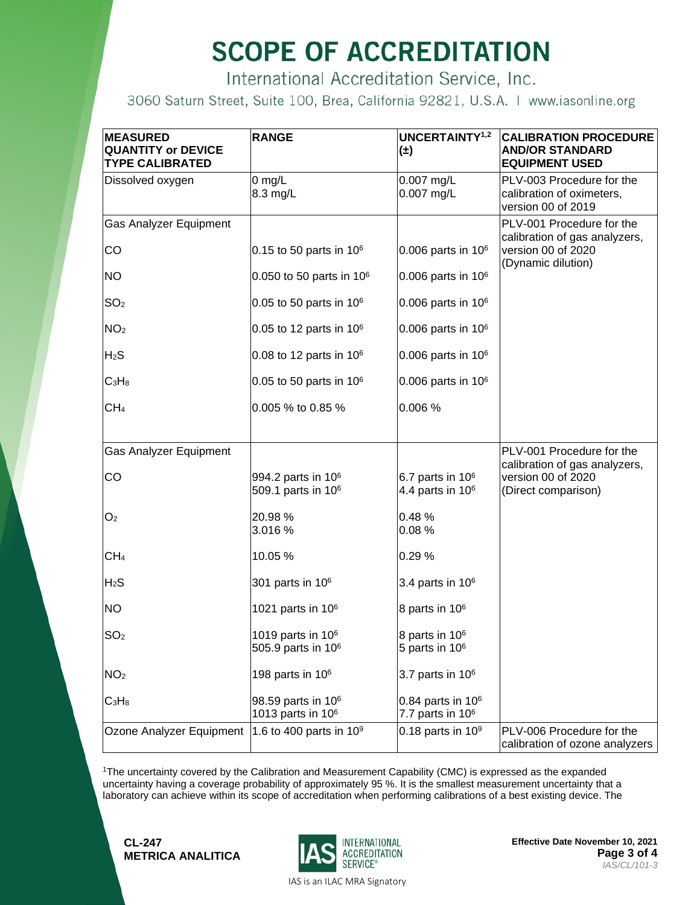# SCOPE OF ACCREDITATION

International Accreditation Service, Inc.

3060 Saturn Street, Suite 100, Brea, California 92821, U.S.A. | www.iasonline.org

| MEASURED QUANTITY or DEVICE TYPE CALIBRATED | RANGE | UNCERTAINTY[1,2] (±) | CALIBRATION PROCEDURE AND/OR STANDARD EQUIPMENT USED |
|---|---|---|---|
| Dissolved oxygen | 0 mg/L<br>8.3 mg/L | 0.007 mg/L<br>0.007 mg/L | PLV-003 Procedure for the calibration of oximeters, version 00 of 2019 |
| Gas Analyzer Equipment | | | PLV-001 Procedure for the calibration of gas analyzers, version 00 of 2020 (Dynamic dilution) |
| CO | 0.15 to 50 parts in $10^6$ | 0.006 parts in $10^6$ | |
| NO | 0.050 to 50 parts in $10^6$ | 0.006 parts in $10^6$ | |
| $SO_2$ | 0.05 to 50 parts in $10^6$ | 0.006 parts in $10^6$ | |
| $NO_2$ | 0.05 to 12 parts in $10^6$ | 0.006 parts in $10^6$ | |
| $H_2S$ | 0.08 to 12 parts in $10^6$ | 0.006 parts in $10^6$ | |
| $C_3H_8$ | 0.05 to 50 parts in $10^6$ | 0.006 parts in $10^6$ | |
| $CH_4$ | 0.005 % to 0.85 % | 0.006 % | |
| Gas Analyzer Equipment | | | PLV-001 Procedure for the calibration of gas analyzers, version 00 of 2020 (Direct comparison) |
| CO | 994.2 parts in $10^6$<br>509.1 parts in $10^6$ | 6.7 parts in $10^6$<br>4.4 parts in $10^6$ | |
| $O_2$ | 20.98 %<br>3.016 % | 0.48 %<br>0.08 % | |
| $CH_4$ | 10.05 % | 0.29 % | |
| $H_2S$ | 301 parts in $10^6$ | 3.4 parts in $10^6$ | |
| NO | 1021 parts in $10^6$ | 8 parts in $10^6$ | |
| $SO_2$ | 1019 parts in $10^6$<br>505.9 parts in $10^6$ | 8 parts in $10^6$<br>5 parts in $10^6$ | |
| $NO_2$ | 198 parts in $10^6$ | 3.7 parts in $10^6$ | |
| $C_3H_8$ | 98.59 parts in $10^6$<br>1013 parts in $10^6$ | 0.84 parts in $10^6$<br>7.7 parts in $10^6$ | |
| Ozone Analyzer Equipment | 1.6 to 400 parts in $10^9$ | 0.18 parts in $10^9$ | PLV-006 Procedure for the calibration of ozone analyzers |

[1]The uncertainty covered by the Calibration and Measurement Capability (CMC) is expressed as the expanded uncertainty having a coverage probability of approximately 95 %. It is the smallest measurement uncertainty that a laboratory can achieve within its scope of accreditation when performing calibrations of a best existing device. The

**CL-247**
**METRICA ANALITICA**

**Effective Date November 10, 2021**

IAS is an ILAC MRA Signatory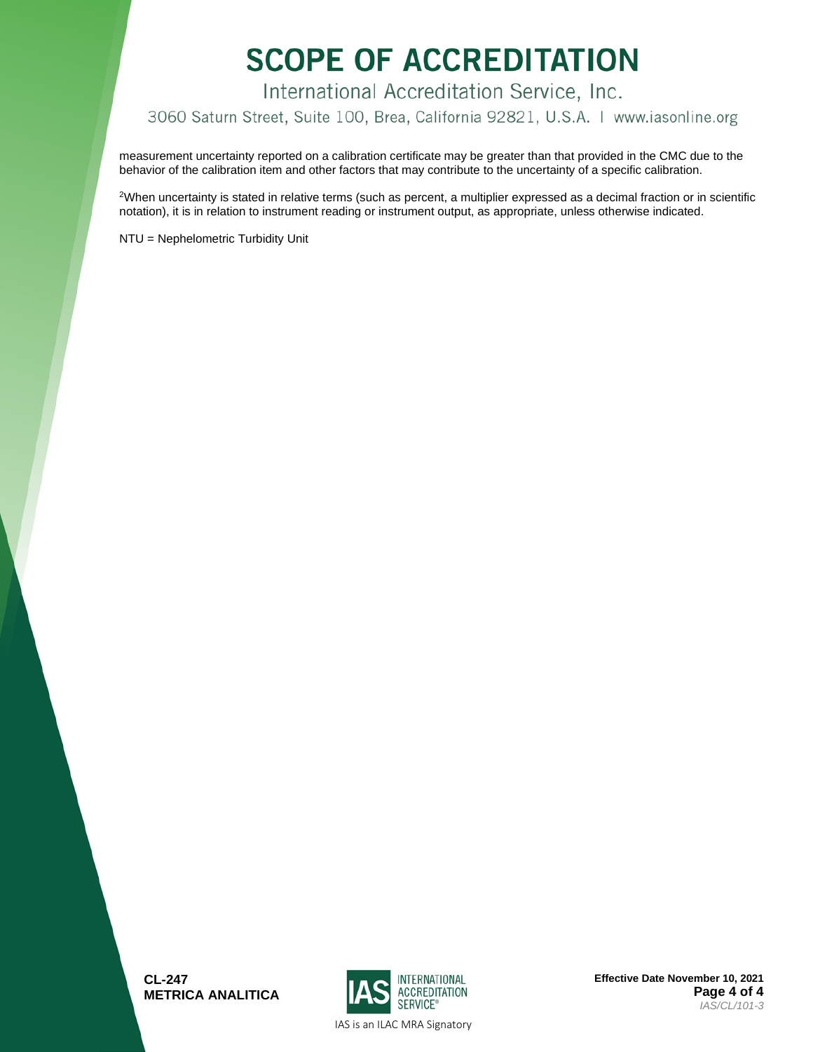measurement uncertainty reported on a calibration certificate may be greater than that provided in the CMC due to the behavior of the calibration item and other factors that may contribute to the uncertainty of a specific calibration.

[2]When uncertainty is stated in relative terms (such as percent, a multiplier expressed as a decimal fraction or in scientific notation), it is in relation to instrument reading or instrument output, as appropriate, unless otherwise indicated.

NTU = Nephelometric Turbidity Unit